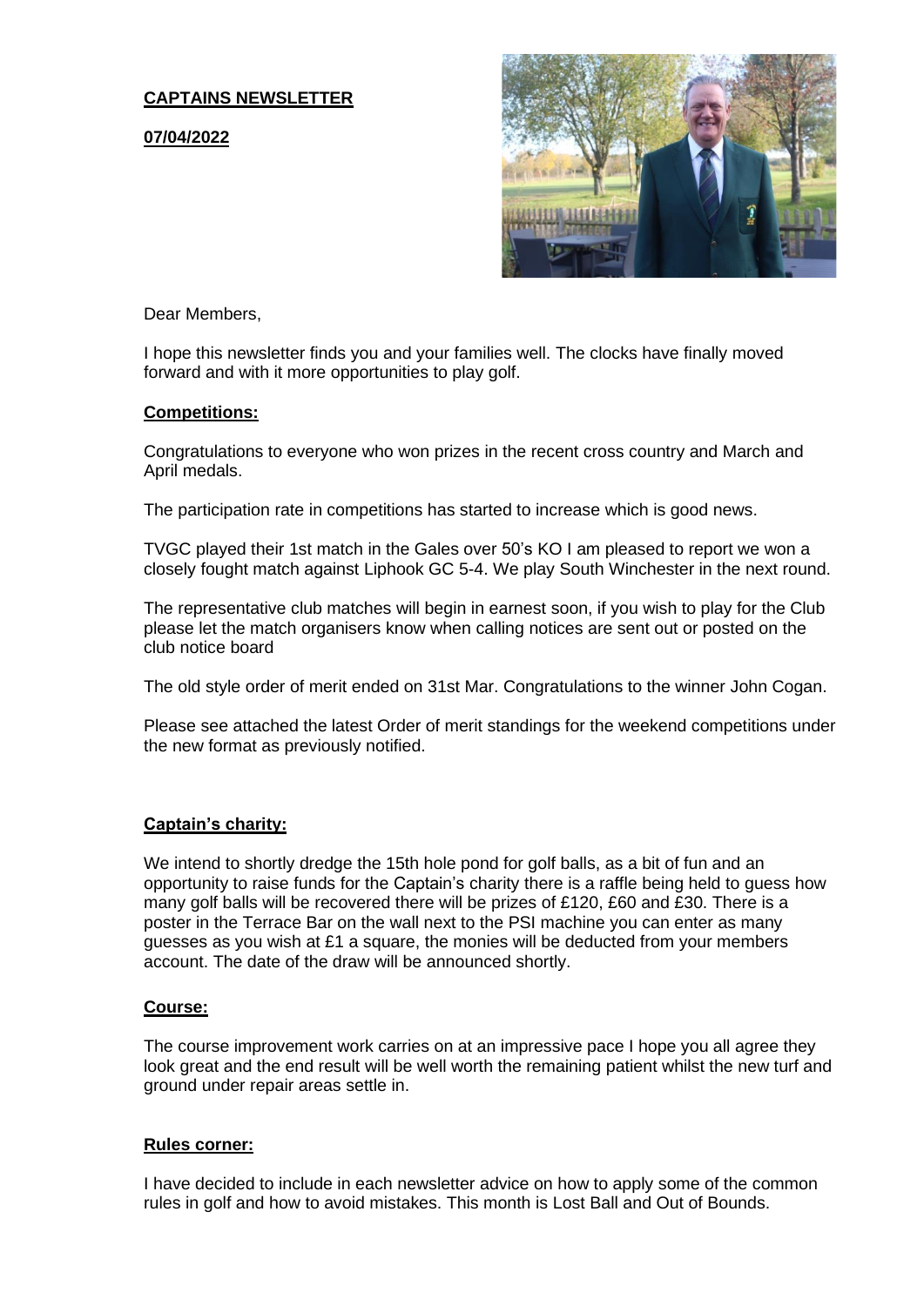**CAPTAINS NEWSLETTER**

**07/04/2022**

Dear Members,

I hope this newsletter finds you and your families well. The clocks have finally moved forward and with it more opportunities to play golf.

**Competitions:**

Congratulations to everyone who won prizes in the recent cross country and March and April medals.

The participation rate in competitions has started to increase which is good news.

TVGC played their 1st match in the Gales over 50's KO I am pleased to report we won a closely fought match against Liphook GC 5-4. We play South Winchester in the next round.

The representative club matches will begin in earnest soon, if you wish to play for the Club please let the match organisers know when calling notices are sent out or posted on the club notice board

The old style order of merit ended on 31st Mar. Congratulations to the winner John Cogan.

Please see attached the latest Order of merit standings for the weekend competitions under the new format as previously notified.

**Captain's charity:**

We intend to shortly dredge the 15th hole pond for golf balls, as a bit of fun and an opportunity to raise funds for the Captain's charity there is a raffle being held to guess how many golf balls will be recovered there will be prizes of £120, £60 and £30. There is a poster in the Terrace Bar on the wall next to the PSI machine you can enter as many guesses as you wish at £1 a square, the monies will be deducted from your members account. The date of the draw will be announced shortly.

**Course:**

The course improvement work carries on at an impressive pace I hope you all agree they look great and the end result will be well worth the remaining patient whilst the new turf and ground under repair areas settle in.

**Rules corner:**

I have decided to include in each newsletter advice on how to apply some of the common rules in golf and how to avoid mistakes. This month is Lost Ball and Out of Bounds.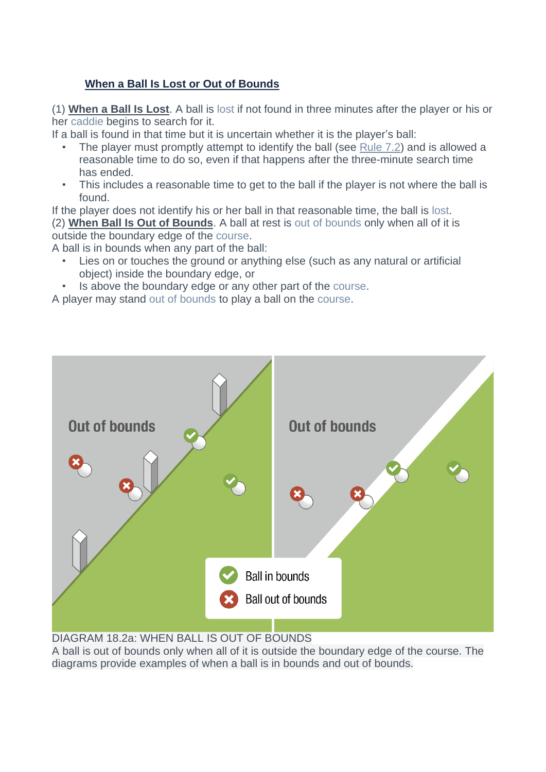## When a Ball Is Lost or Out of Bounds

(1) **When a Ball Is Lost**. A ball is lost if not found in three minutes after the player or his or her caddie begins to search for it.

If a ball is found in that time but it is uncertain whether it is the player's ball:

- The player must promptly attempt to identify the ball (see Rule 7.2) and is allowed a reasonable time to do so, even if that happens after the three-minute search time has ended.
- This includes a reasonable time to get to the ball if the player is not where the ball is found.

If the player does not identify his or her ball in that reasonable time, the ball is lost.

(2) **When Ball Is Out of Bounds**. A ball at rest is out of bounds only when all of it is outside the boundary edge of the course.

A ball is in bounds when any part of the ball:

- Lies on or touches the ground or anything else (such as any natural or artificial object) inside the boundary edge, or
- Is above the boundary edge or any other part of the course.

A player may stand out of bounds to play a ball on the course.

DIAGRAM 18.2a: WHEN BALL IS OUT OF BOUNDS

A ball is out of bounds only when all of it is outside the boundary edge of the course. The diagrams provide examples of when a ball is in bounds and out of bounds.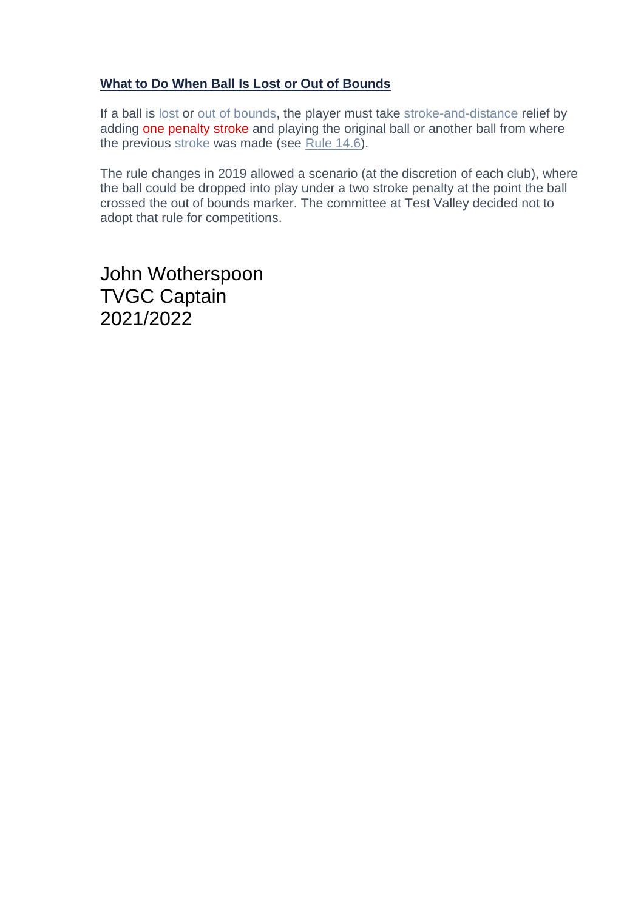### **What to Do When Ball Is Lost or Out of Bounds**

If a ball is lost or out of bounds, the player must take stroke-and-distance relief by adding one penalty stroke and playing the original ball or another ball from where the previous stroke was made (see Rule 14.6).

The rule changes in 2019 allowed a scenario (at the discretion of each club), where the ball could be dropped into play under a two stroke penalty at the point the ball crossed the out of bounds marker. The committee at Test Valley decided not to adopt that rule for competitions.

John Wotherspoon
TVGC Captain
2021/2022